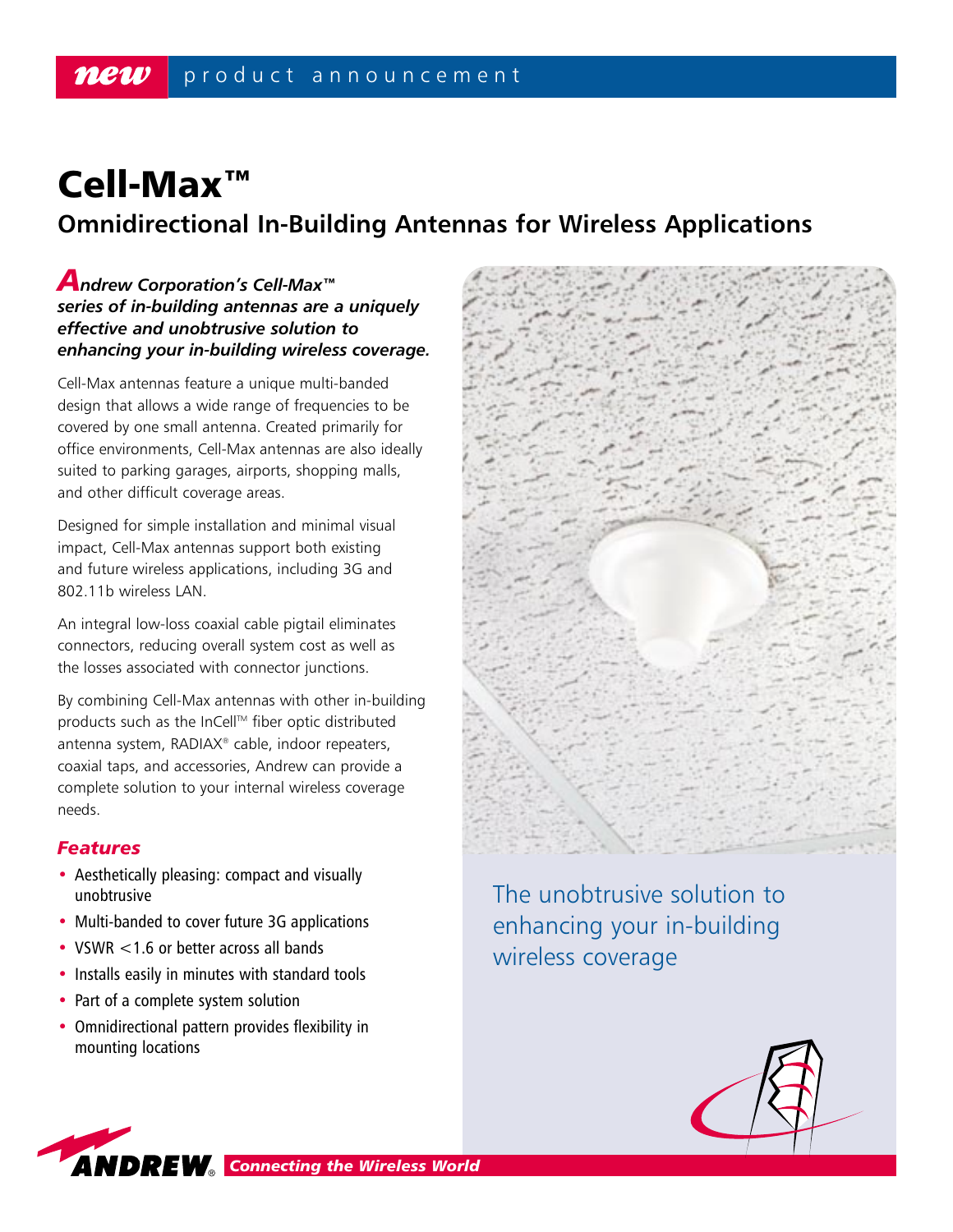*new* product announcement

# Cell-Max™

## Omnidirectional In-Building Antennas for Wireless Applications

***Andrew Corporation's Cell-Max™ series of in-building antennas are a uniquely effective and unobtrusive solution to enhancing your in-building wireless coverage.***

Cell-Max antennas feature a unique multi-banded design that allows a wide range of frequencies to be covered by one small antenna. Created primarily for office environments, Cell-Max antennas are also ideally suited to parking garages, airports, shopping malls, and other difficult coverage areas.

Designed for simple installation and minimal visual impact, Cell-Max antennas support both existing and future wireless applications, including 3G and 802.11b wireless LAN.

An integral low-loss coaxial cable pigtail eliminates connectors, reducing overall system cost as well as the losses associated with connector junctions.

By combining Cell-Max antennas with other in-building products such as the InCell™ fiber optic distributed antenna system, RADIAX® cable, indoor repeaters, coaxial taps, and accessories, Andrew can provide a complete solution to your internal wireless coverage needs.

### *Features*

- Aesthetically pleasing: compact and visually unobtrusive
- Multi-banded to cover future 3G applications
- VSWR <1.6 or better across all bands
- Installs easily in minutes with standard tools
- Part of a complete system solution
- Omnidirectional pattern provides flexibility in mounting locations

The unobtrusive solution to enhancing your in-building wireless coverage

ANDREW® *Connecting the Wireless World*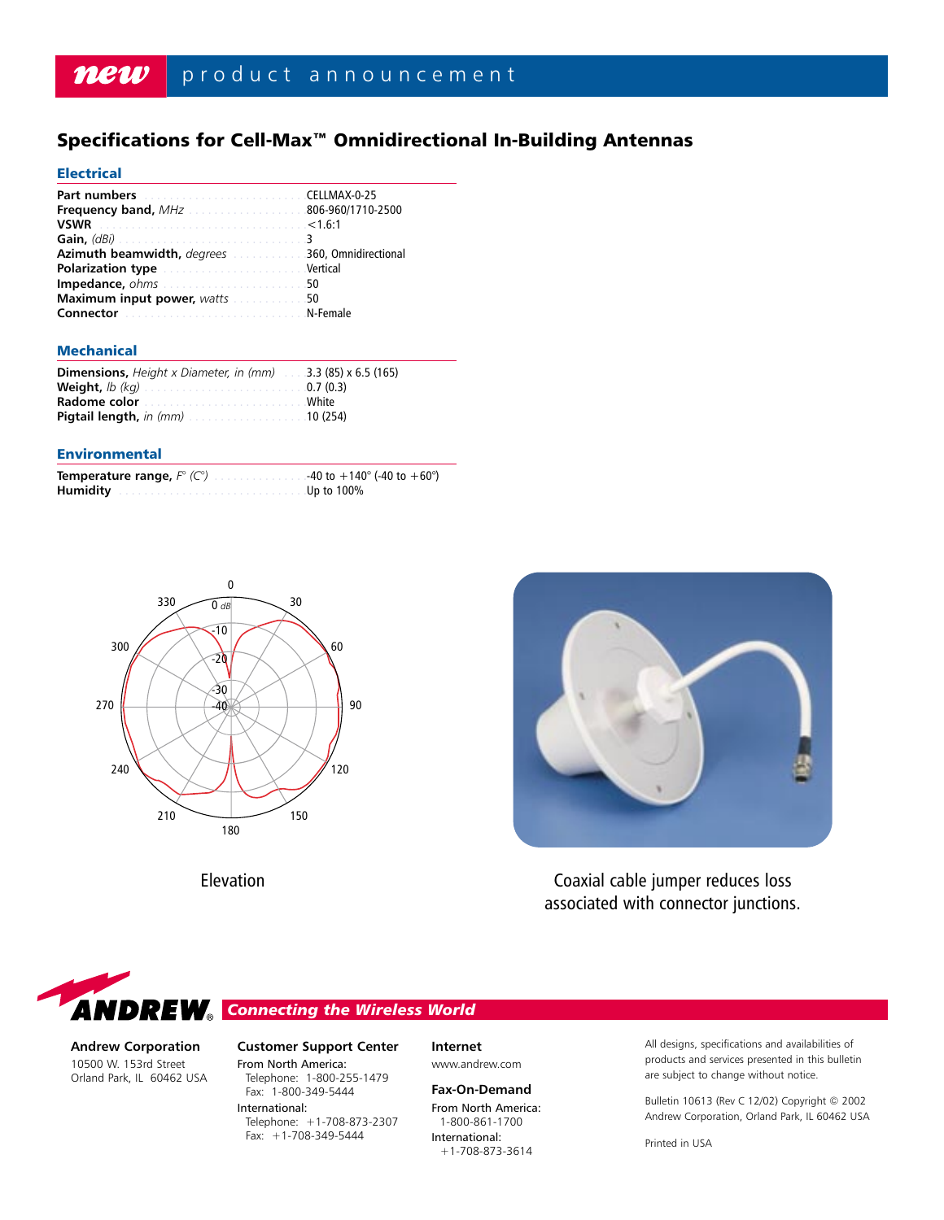**new** product announcement

## Specifications for Cell-Max™ Omnidirectional In-Building Antennas

### Electrical

| | |
|---|---|
| **Part numbers** | CELLMAX-0-25 |
| **Frequency band,** *MHz* | 806-960/1710-2500 |
| **VSWR** | <1.6:1 |
| **Gain,** *(dBi)* | 3 |
| **Azimuth beamwidth,** *degrees* | 360, Omnidirectional |
| **Polarization type** | Vertical |
| **Impedance,** *ohms* | 50 |
| **Maximum input power,** *watts* | 50 |
| **Connector** | N-Female |

### Mechanical

| | |
|---|---|
| **Dimensions,** *Height x Diameter, in (mm)* | 3.3 (85) x 6.5 (165) |
| **Weight,** *lb (kg)* | 0.7 (0.3) |
| **Radome color** | White |
| **Pigtail length,** *in (mm)* | 10 (254) |

### Environmental

| | |
|---|---|
| **Temperature range,** *F° (C°)* | -40 to +140° (-40 to +60°) |
| **Humidity** | Up to 100% |

0
330
30
0 dB
-10
-20
-30
-40
300
60
270
90
240
120
210
150
180

Elevation

Coaxial cable jumper reduces loss associated with connector junctions.

**ANDREW**® *Connecting the Wireless World*

**Andrew Corporation**
10500 W. 153rd Street
Orland Park, IL 60462 USA

**Customer Support Center**
From North America:
Telephone: 1-800-255-1479
Fax: 1-800-349-5444
International:
Telephone: +1-708-873-2307
Fax: +1-708-349-5444

**Internet**
www.andrew.com

**Fax-On-Demand**
From North America:
1-800-861-1700
International:
+1-708-873-3614

All designs, specifications and availabilities of products and services presented in this bulletin are subject to change without notice.

Bulletin 10613 (Rev C 12/02) Copyright © 2002 Andrew Corporation, Orland Park, IL 60462 USA

Printed in USA